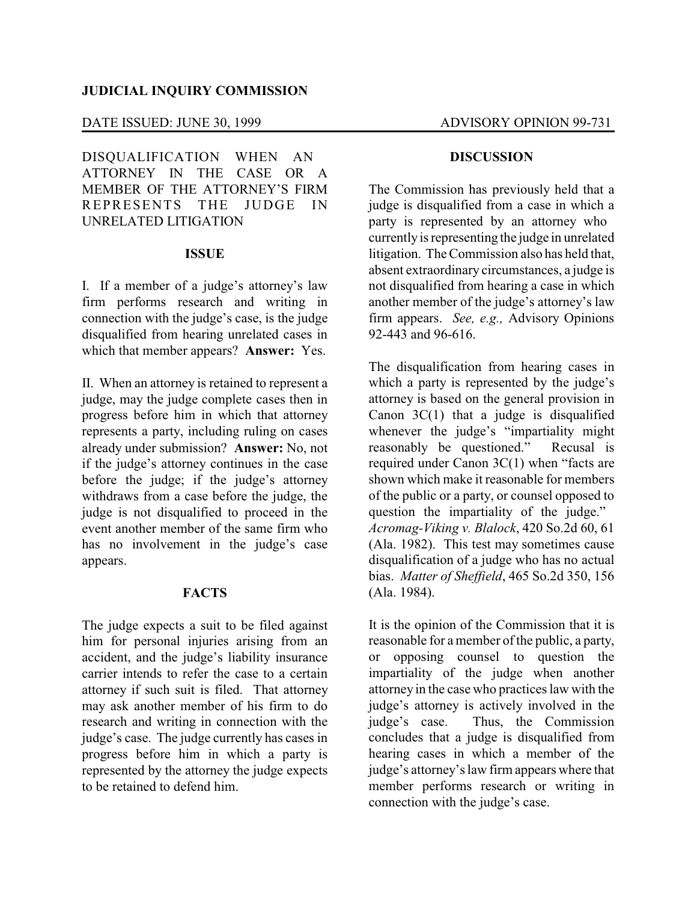**JUDICIAL INQUIRY COMMISSION**

DATE ISSUED: JUNE 30, 1999 | ADVISORY OPINION 99-731

DISQUALIFICATION WHEN AN ATTORNEY IN THE CASE OR A MEMBER OF THE ATTORNEY'S FIRM REPRESENTS THE JUDGE IN UNRELATED LITIGATION

**ISSUE**

I. If a member of a judge's attorney's law firm performs research and writing in connection with the judge's case, is the judge disqualified from hearing unrelated cases in which that member appears? **Answer:** Yes.

II. When an attorney is retained to represent a judge, may the judge complete cases then in progress before him in which that attorney represents a party, including ruling on cases already under submission? **Answer:** No, not if the judge's attorney continues in the case before the judge; if the judge's attorney withdraws from a case before the judge, the judge is not disqualified to proceed in the event another member of the same firm who has no involvement in the judge's case appears.

**FACTS**

The judge expects a suit to be filed against him for personal injuries arising from an accident, and the judge's liability insurance carrier intends to refer the case to a certain attorney if such suit is filed. That attorney may ask another member of his firm to do research and writing in connection with the judge's case. The judge currently has cases in progress before him in which a party is represented by the attorney the judge expects to be retained to defend him.

**DISCUSSION**

The Commission has previously held that a judge is disqualified from a case in which a party is represented by an attorney who currently is representing the judge in unrelated litigation. The Commission also has held that, absent extraordinary circumstances, a judge is not disqualified from hearing a case in which another member of the judge's attorney's law firm appears. *See, e.g.,* Advisory Opinions 92-443 and 96-616.

The disqualification from hearing cases in which a party is represented by the judge's attorney is based on the general provision in Canon 3C(1) that a judge is disqualified whenever the judge's "impartiality might reasonably be questioned." Recusal is required under Canon 3C(1) when "facts are shown which make it reasonable for members of the public or a party, or counsel opposed to question the impartiality of the judge." *Acromag-Viking v. Blalock*, 420 So.2d 60, 61 (Ala. 1982). This test may sometimes cause disqualification of a judge who has no actual bias. *Matter of Sheffield*, 465 So.2d 350, 156 (Ala. 1984).

It is the opinion of the Commission that it is reasonable for a member of the public, a party, or opposing counsel to question the impartiality of the judge when another attorney in the case who practices law with the judge's attorney is actively involved in the judge's case. Thus, the Commission concludes that a judge is disqualified from hearing cases in which a member of the judge's attorney's law firm appears where that member performs research or writing in connection with the judge's case.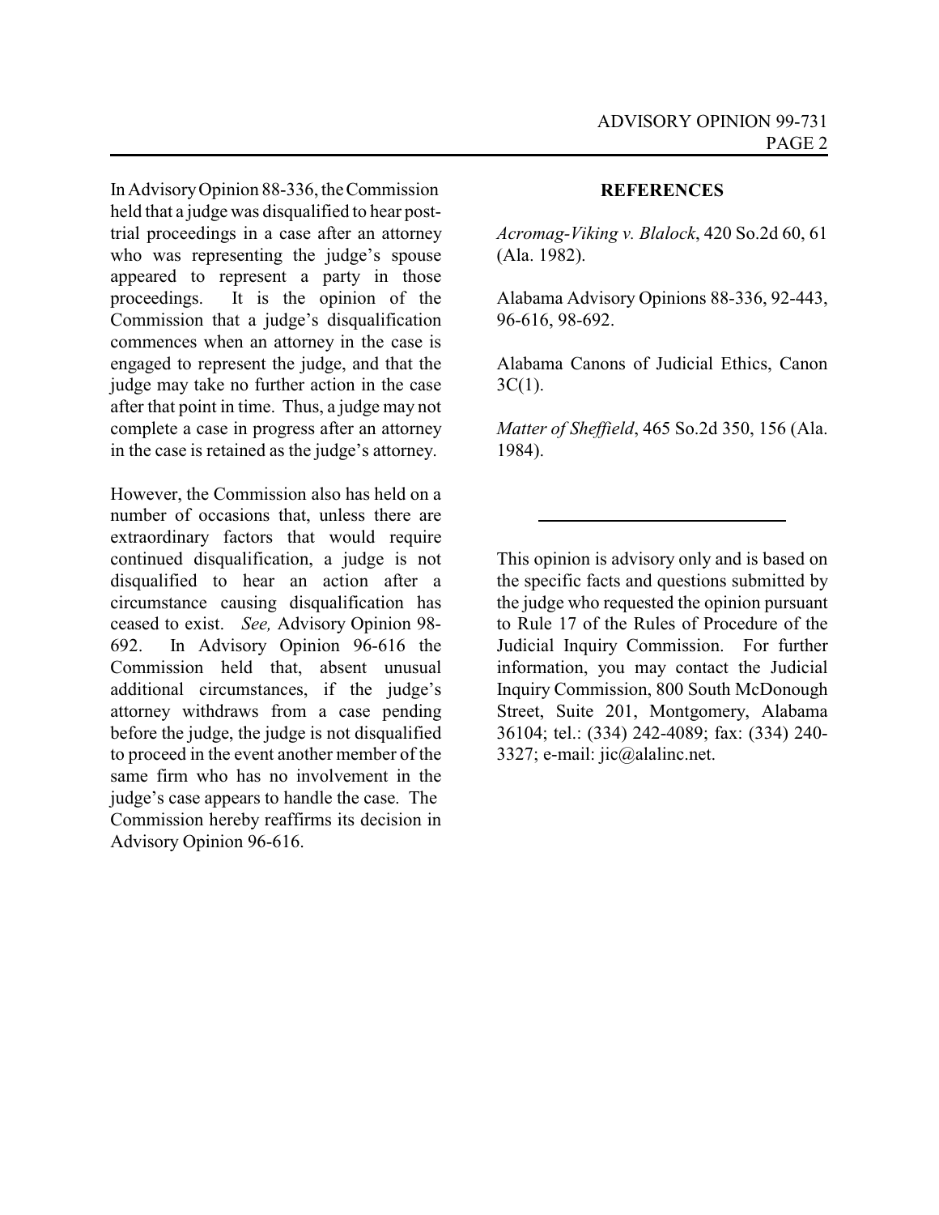In Advisory Opinion 88-336, the Commission held that a judge was disqualified to hear post-trial proceedings in a case after an attorney who was representing the judge's spouse appeared to represent a party in those proceedings. It is the opinion of the Commission that a judge's disqualification commences when an attorney in the case is engaged to represent the judge, and that the judge may take no further action in the case after that point in time. Thus, a judge may not complete a case in progress after an attorney in the case is retained as the judge's attorney.

However, the Commission also has held on a number of occasions that, unless there are extraordinary factors that would require continued disqualification, a judge is not disqualified to hear an action after a circumstance causing disqualification has ceased to exist. *See,* Advisory Opinion 98-692. In Advisory Opinion 96-616 the Commission held that, absent unusual additional circumstances, if the judge's attorney withdraws from a case pending before the judge, the judge is not disqualified to proceed in the event another member of the same firm who has no involvement in the judge's case appears to handle the case. The Commission hereby reaffirms its decision in Advisory Opinion 96-616.

## REFERENCES

*Acromag-Viking v. Blalock*, 420 So.2d 60, 61 (Ala. 1982).

Alabama Advisory Opinions 88-336, 92-443, 96-616, 98-692.

Alabama Canons of Judicial Ethics, Canon 3C(1).

*Matter of Sheffield*, 465 So.2d 350, 156 (Ala. 1984).

---

This opinion is advisory only and is based on the specific facts and questions submitted by the judge who requested the opinion pursuant to Rule 17 of the Rules of Procedure of the Judicial Inquiry Commission. For further information, you may contact the Judicial Inquiry Commission, 800 South McDonough Street, Suite 201, Montgomery, Alabama 36104; tel.: (334) 242-4089; fax: (334) 240-3327; e-mail: jic@alalinc.net.